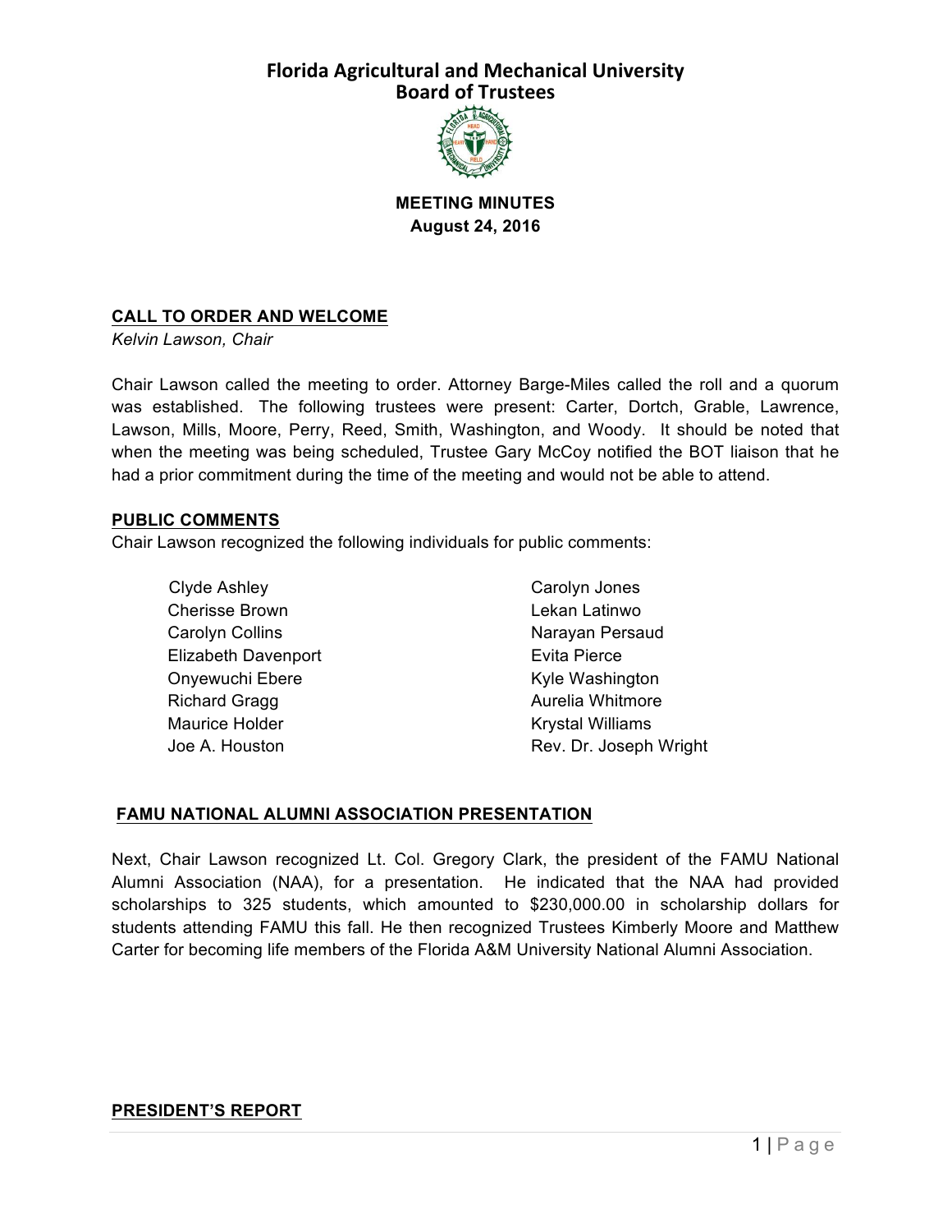# Florida Agricultural and Mechanical University
## Board of Trustees

**MEETING MINUTES**
**August 24, 2016**

**CALL TO ORDER AND WELCOME**
*Kelvin Lawson, Chair*

Chair Lawson called the meeting to order. Attorney Barge-Miles called the roll and a quorum was established. The following trustees were present: Carter, Dortch, Grable, Lawrence, Lawson, Mills, Moore, Perry, Reed, Smith, Washington, and Woody. It should be noted that when the meeting was being scheduled, Trustee Gary McCoy notified the BOT liaison that he had a prior commitment during the time of the meeting and would not be able to attend.

**PUBLIC COMMENTS**
Chair Lawson recognized the following individuals for public comments:

- Clyde Ashley
- Cherisse Brown
- Carolyn Collins
- Elizabeth Davenport
- Onyewuchi Ebere
- Richard Gragg
- Maurice Holder
- Joe A. Houston
- Carolyn Jones
- Lekan Latinwo
- Narayan Persaud
- Evita Pierce
- Kyle Washington
- Aurelia Whitmore
- Krystal Williams
- Rev. Dr. Joseph Wright

**FAMU NATIONAL ALUMNI ASSOCIATION PRESENTATION**

Next, Chair Lawson recognized Lt. Col. Gregory Clark, the president of the FAMU National Alumni Association (NAA), for a presentation. He indicated that the NAA had provided scholarships to 325 students, which amounted to $230,000.00 in scholarship dollars for students attending FAMU this fall. He then recognized Trustees Kimberly Moore and Matthew Carter for becoming life members of the Florida A&M University National Alumni Association.

**PRESIDENT'S REPORT**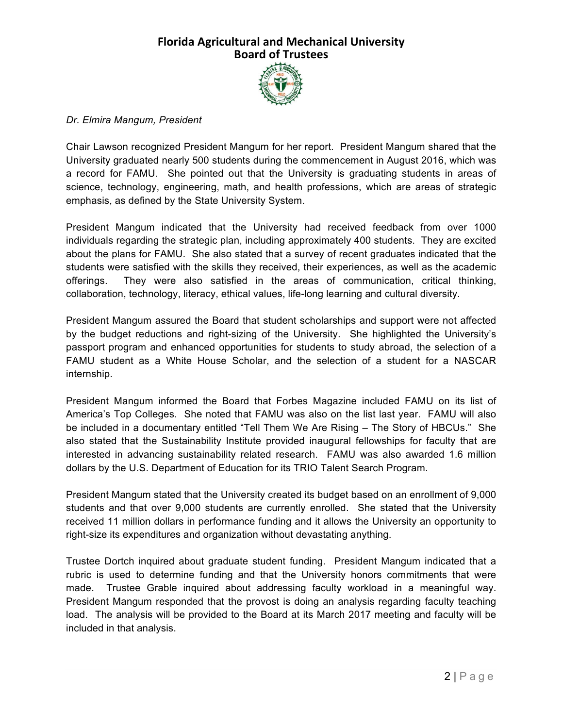# Florida Agricultural and Mechanical University
## Board of Trustees

*Dr. Elmira Mangum, President*

Chair Lawson recognized President Mangum for her report. President Mangum shared that the University graduated nearly 500 students during the commencement in August 2016, which was a record for FAMU. She pointed out that the University is graduating students in areas of science, technology, engineering, math, and health professions, which are areas of strategic emphasis, as defined by the State University System.

President Mangum indicated that the University had received feedback from over 1000 individuals regarding the strategic plan, including approximately 400 students. They are excited about the plans for FAMU. She also stated that a survey of recent graduates indicated that the students were satisfied with the skills they received, their experiences, as well as the academic offerings. They were also satisfied in the areas of communication, critical thinking, collaboration, technology, literacy, ethical values, life-long learning and cultural diversity.

President Mangum assured the Board that student scholarships and support were not affected by the budget reductions and right-sizing of the University. She highlighted the University's passport program and enhanced opportunities for students to study abroad, the selection of a FAMU student as a White House Scholar, and the selection of a student for a NASCAR internship.

President Mangum informed the Board that Forbes Magazine included FAMU on its list of America's Top Colleges. She noted that FAMU was also on the list last year. FAMU will also be included in a documentary entitled "Tell Them We Are Rising – The Story of HBCUs." She also stated that the Sustainability Institute provided inaugural fellowships for faculty that are interested in advancing sustainability related research. FAMU was also awarded 1.6 million dollars by the U.S. Department of Education for its TRIO Talent Search Program.

President Mangum stated that the University created its budget based on an enrollment of 9,000 students and that over 9,000 students are currently enrolled. She stated that the University received 11 million dollars in performance funding and it allows the University an opportunity to right-size its expenditures and organization without devastating anything.

Trustee Dortch inquired about graduate student funding. President Mangum indicated that a rubric is used to determine funding and that the University honors commitments that were made. Trustee Grable inquired about addressing faculty workload in a meaningful way. President Mangum responded that the provost is doing an analysis regarding faculty teaching load. The analysis will be provided to the Board at its March 2017 meeting and faculty will be included in that analysis.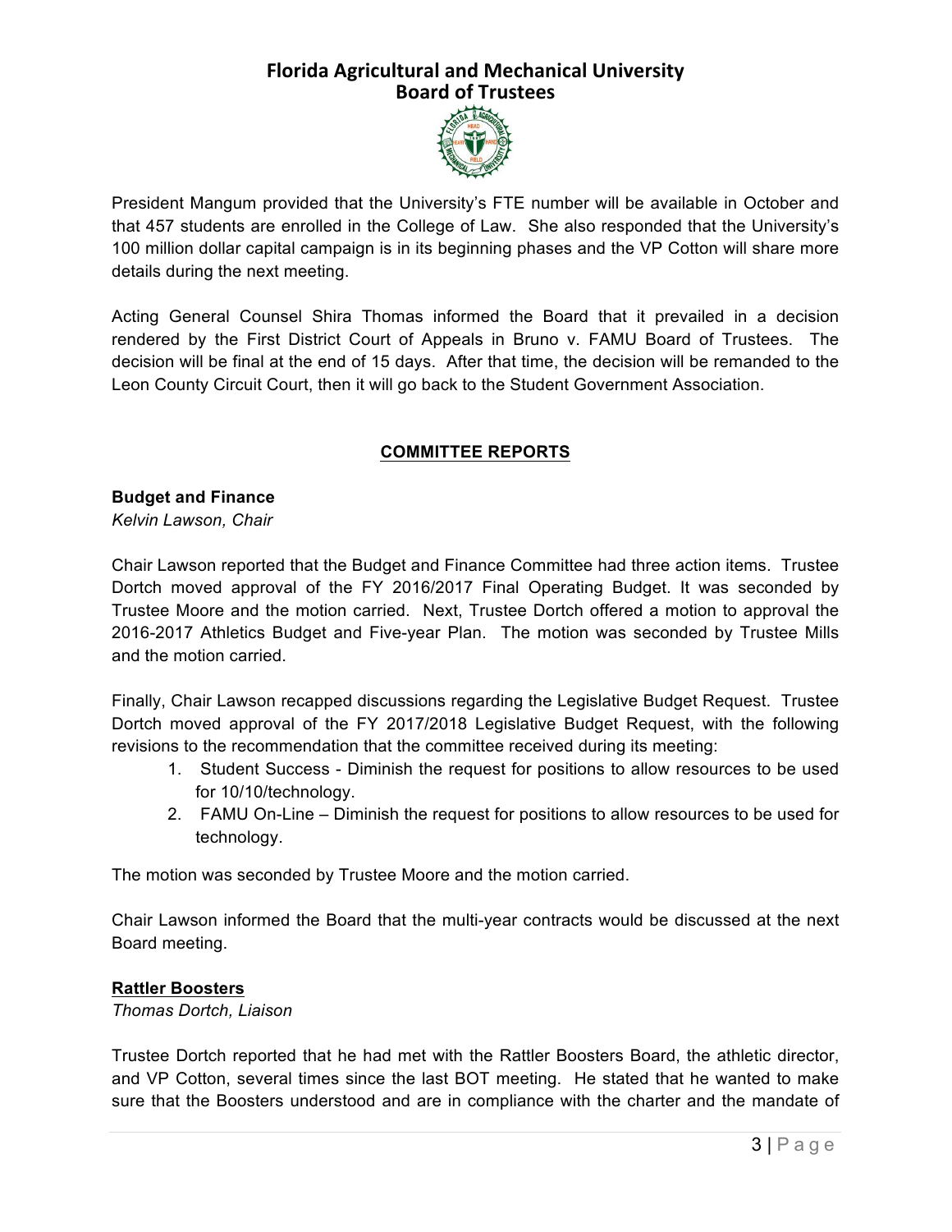President Mangum provided that the University's FTE number will be available in October and that 457 students are enrolled in the College of Law. She also responded that the University's 100 million dollar capital campaign is in its beginning phases and the VP Cotton will share more details during the next meeting.

Acting General Counsel Shira Thomas informed the Board that it prevailed in a decision rendered by the First District Court of Appeals in Bruno v. FAMU Board of Trustees. The decision will be final at the end of 15 days. After that time, the decision will be remanded to the Leon County Circuit Court, then it will go back to the Student Government Association.

## COMMITTEE REPORTS

**Budget and Finance**
*Kelvin Lawson, Chair*

Chair Lawson reported that the Budget and Finance Committee had three action items. Trustee Dortch moved approval of the FY 2016/2017 Final Operating Budget. It was seconded by Trustee Moore and the motion carried. Next, Trustee Dortch offered a motion to approval the 2016-2017 Athletics Budget and Five-year Plan. The motion was seconded by Trustee Mills and the motion carried.

Finally, Chair Lawson recapped discussions regarding the Legislative Budget Request. Trustee Dortch moved approval of the FY 2017/2018 Legislative Budget Request, with the following revisions to the recommendation that the committee received during its meeting:

1. Student Success - Diminish the request for positions to allow resources to be used for 10/10/technology.
2. FAMU On-Line – Diminish the request for positions to allow resources to be used for technology.

The motion was seconded by Trustee Moore and the motion carried.

Chair Lawson informed the Board that the multi-year contracts would be discussed at the next Board meeting.

**Rattler Boosters**
*Thomas Dortch, Liaison*

Trustee Dortch reported that he had met with the Rattler Boosters Board, the athletic director, and VP Cotton, several times since the last BOT meeting. He stated that he wanted to make sure that the Boosters understood and are in compliance with the charter and the mandate of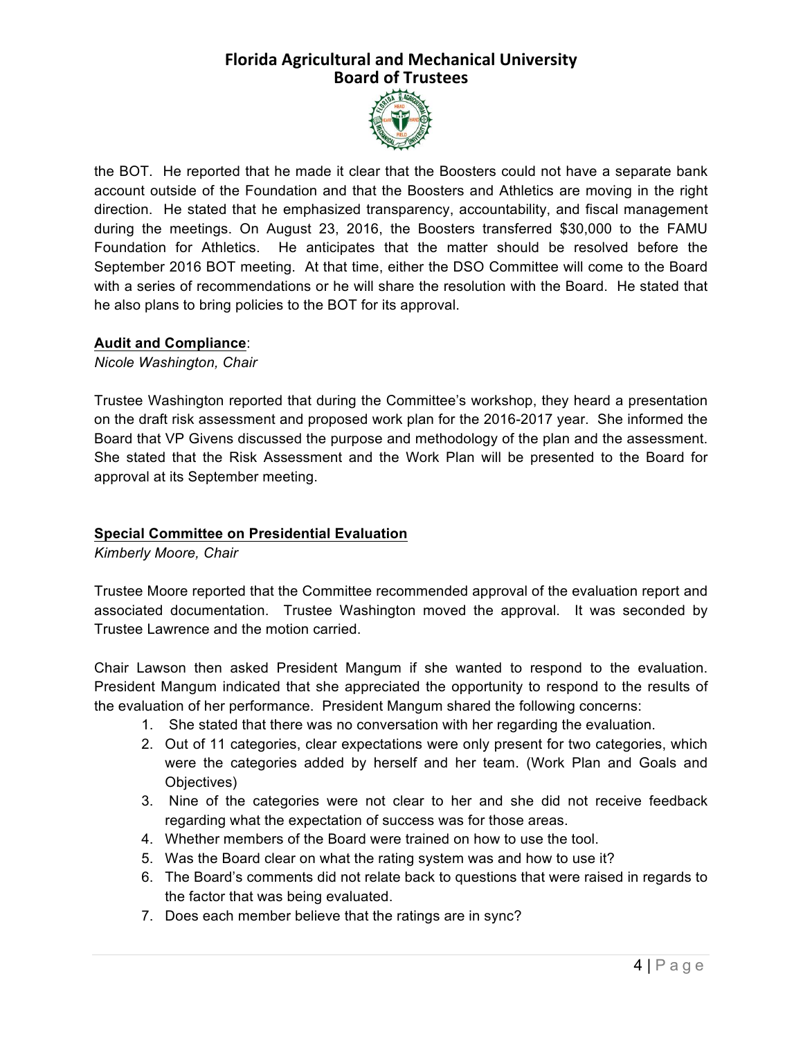the BOT. He reported that he made it clear that the Boosters could not have a separate bank account outside of the Foundation and that the Boosters and Athletics are moving in the right direction. He stated that he emphasized transparency, accountability, and fiscal management during the meetings. On August 23, 2016, the Boosters transferred $30,000 to the FAMU Foundation for Athletics. He anticipates that the matter should be resolved before the September 2016 BOT meeting. At that time, either the DSO Committee will come to the Board with a series of recommendations or he will share the resolution with the Board. He stated that he also plans to bring policies to the BOT for its approval.

**Audit and Compliance**:
*Nicole Washington, Chair*

Trustee Washington reported that during the Committee's workshop, they heard a presentation on the draft risk assessment and proposed work plan for the 2016-2017 year. She informed the Board that VP Givens discussed the purpose and methodology of the plan and the assessment. She stated that the Risk Assessment and the Work Plan will be presented to the Board for approval at its September meeting.

**Special Committee on Presidential Evaluation**
*Kimberly Moore, Chair*

Trustee Moore reported that the Committee recommended approval of the evaluation report and associated documentation. Trustee Washington moved the approval. It was seconded by Trustee Lawrence and the motion carried.

Chair Lawson then asked President Mangum if she wanted to respond to the evaluation. President Mangum indicated that she appreciated the opportunity to respond to the results of the evaluation of her performance. President Mangum shared the following concerns:

1. She stated that there was no conversation with her regarding the evaluation.
2. Out of 11 categories, clear expectations were only present for two categories, which were the categories added by herself and her team. (Work Plan and Goals and Objectives)
3. Nine of the categories were not clear to her and she did not receive feedback regarding what the expectation of success was for those areas.
4. Whether members of the Board were trained on how to use the tool.
5. Was the Board clear on what the rating system was and how to use it?
6. The Board's comments did not relate back to questions that were raised in regards to the factor that was being evaluated.
7. Does each member believe that the ratings are in sync?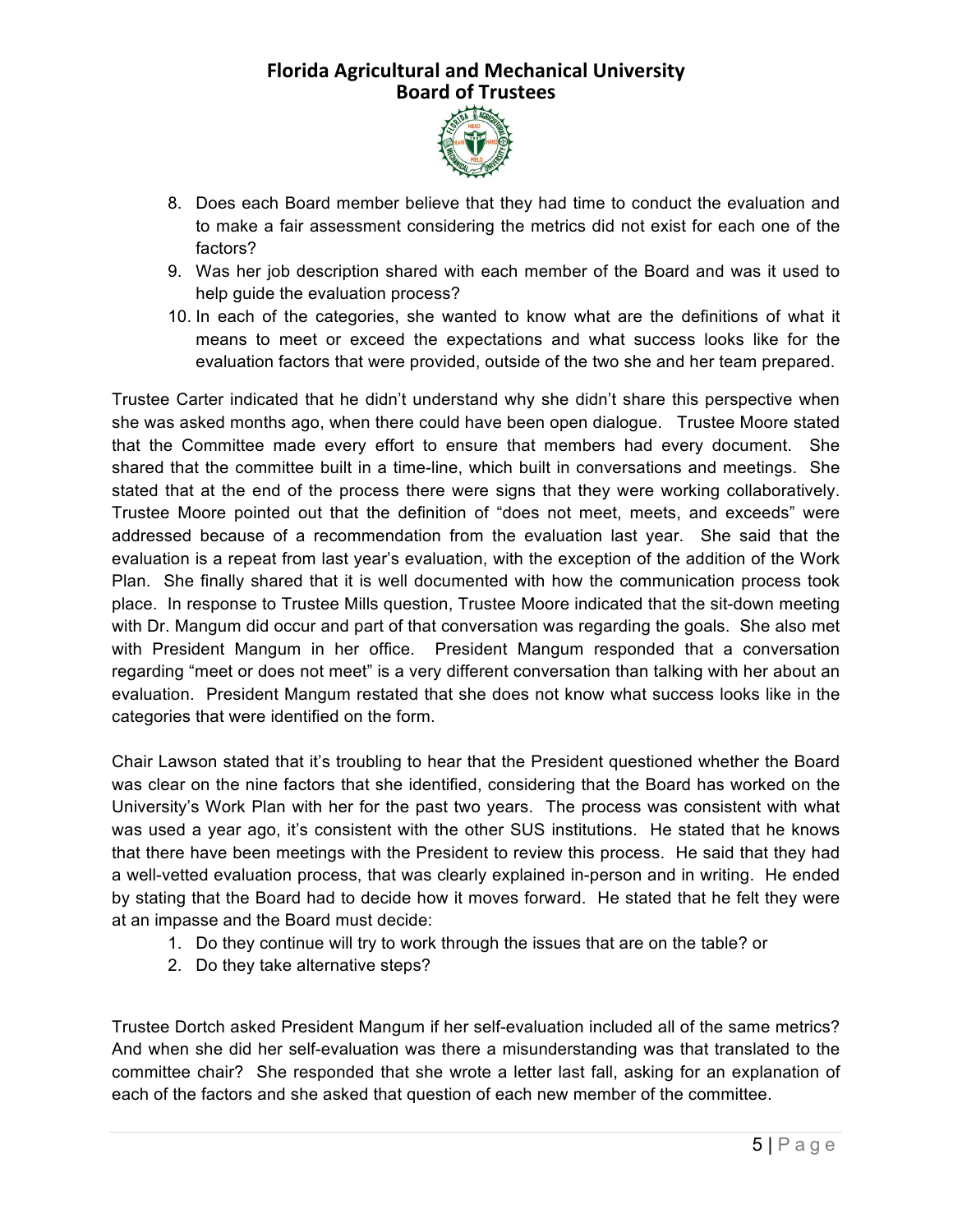8. Does each Board member believe that they had time to conduct the evaluation and to make a fair assessment considering the metrics did not exist for each one of the factors?
9. Was her job description shared with each member of the Board and was it used to help guide the evaluation process?
10. In each of the categories, she wanted to know what are the definitions of what it means to meet or exceed the expectations and what success looks like for the evaluation factors that were provided, outside of the two she and her team prepared.

Trustee Carter indicated that he didn't understand why she didn't share this perspective when she was asked months ago, when there could have been open dialogue. Trustee Moore stated that the Committee made every effort to ensure that members had every document. She shared that the committee built in a time-line, which built in conversations and meetings. She stated that at the end of the process there were signs that they were working collaboratively. Trustee Moore pointed out that the definition of "does not meet, meets, and exceeds" were addressed because of a recommendation from the evaluation last year. She said that the evaluation is a repeat from last year's evaluation, with the exception of the addition of the Work Plan. She finally shared that it is well documented with how the communication process took place. In response to Trustee Mills question, Trustee Moore indicated that the sit-down meeting with Dr. Mangum did occur and part of that conversation was regarding the goals. She also met with President Mangum in her office. President Mangum responded that a conversation regarding "meet or does not meet" is a very different conversation than talking with her about an evaluation. President Mangum restated that she does not know what success looks like in the categories that were identified on the form.

Chair Lawson stated that it's troubling to hear that the President questioned whether the Board was clear on the nine factors that she identified, considering that the Board has worked on the University's Work Plan with her for the past two years. The process was consistent with what was used a year ago, it's consistent with the other SUS institutions. He stated that he knows that there have been meetings with the President to review this process. He said that they had a well-vetted evaluation process, that was clearly explained in-person and in writing. He ended by stating that the Board had to decide how it moves forward. He stated that he felt they were at an impasse and the Board must decide:

1. Do they continue will try to work through the issues that are on the table? or
2. Do they take alternative steps?

Trustee Dortch asked President Mangum if her self-evaluation included all of the same metrics? And when she did her self-evaluation was there a misunderstanding was that translated to the committee chair? She responded that she wrote a letter last fall, asking for an explanation of each of the factors and she asked that question of each new member of the committee.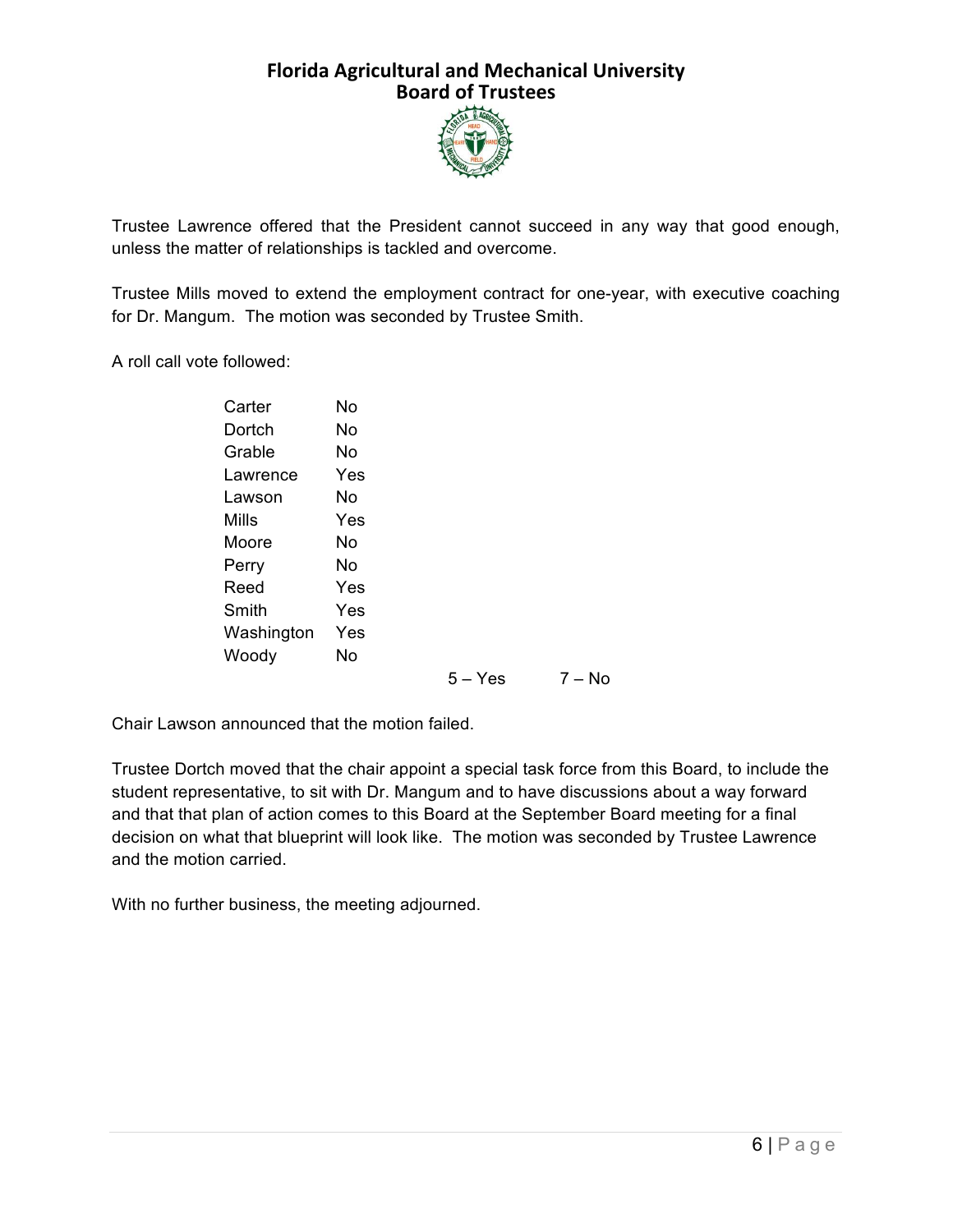# Florida Agricultural and Mechanical University
## Board of Trustees

Trustee Lawrence offered that the President cannot succeed in any way that good enough, unless the matter of relationships is tackled and overcome.

Trustee Mills moved to extend the employment contract for one-year, with executive coaching for Dr. Mangum. The motion was seconded by Trustee Smith.

A roll call vote followed:

| | | | |
|---|---|---|---|
| Carter | No | | |
| Dortch | No | | |
| Grable | No | | |
| Lawrence | Yes | | |
| Lawson | No | | |
| Mills | Yes | | |
| Moore | No | | |
| Perry | No | | |
| Reed | Yes | | |
| Smith | Yes | | |
| Washington | Yes | | |
| Woody | No | | |
| | | 5 – Yes | 7 – No |

Chair Lawson announced that the motion failed.

Trustee Dortch moved that the chair appoint a special task force from this Board, to include the student representative, to sit with Dr. Mangum and to have discussions about a way forward and that that plan of action comes to this Board at the September Board meeting for a final decision on what that blueprint will look like. The motion was seconded by Trustee Lawrence and the motion carried.

With no further business, the meeting adjourned.